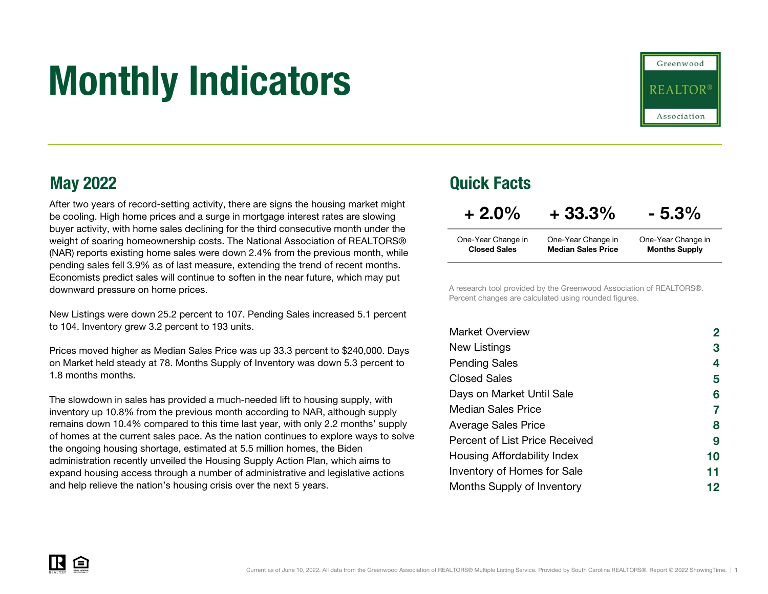# Monthly Indicators

Greenwood REALTOR® Association

## May 2022

After two years of record-setting activity, there are signs the housing market might be cooling. High home prices and a surge in mortgage interest rates are slowing buyer activity, with home sales declining for the third consecutive month under the weight of soaring homeownership costs. The National Association of REALTORS® (NAR) reports existing home sales were down 2.4% from the previous month, while pending sales fell 3.9% as of last measure, extending the trend of recent months. Economists predict sales will continue to soften in the near future, which may put downward pressure on home prices.

New Listings were down 25.2 percent to 107. Pending Sales increased 5.1 percent to 104. Inventory grew 3.2 percent to 193 units.

Prices moved higher as Median Sales Price was up 33.3 percent to $240,000. Days on Market held steady at 78. Months Supply of Inventory was down 5.3 percent to 1.8 months months.

The slowdown in sales has provided a much-needed lift to housing supply, with inventory up 10.8% from the previous month according to NAR, although supply remains down 10.4% compared to this time last year, with only 2.2 months' supply of homes at the current sales pace. As the nation continues to explore ways to solve the ongoing housing shortage, estimated at 5.5 million homes, the Biden administration recently unveiled the Housing Supply Action Plan, which aims to expand housing access through a number of administrative and legislative actions and help relieve the nation's housing crisis over the next 5 years.

## Quick Facts

| + 2.0% | + 33.3% | - 5.3% |
|---|---|---|
| One-Year Change in **Closed Sales** | One-Year Change in **Median Sales Price** | One-Year Change in **Months Supply** |

A research tool provided by the Greenwood Association of REALTORS®. Percent changes are calculated using rounded figures.

| | |
|---|---|
| Market Overview | 2 |
| New Listings | 3 |
| Pending Sales | 4 |
| Closed Sales | 5 |
| Days on Market Until Sale | 6 |
| Median Sales Price | 7 |
| Average Sales Price | 8 |
| Percent of List Price Received | 9 |
| Housing Affordability Index | 10 |
| Inventory of Homes for Sale | 11 |
| Months Supply of Inventory | 12 |

Current as of June 10, 2022. All data from the Greenwood Association of REALTORS® Multiple Listing Service. Provided by South Carolina REALTORS®. Report © 2022 ShowingTime.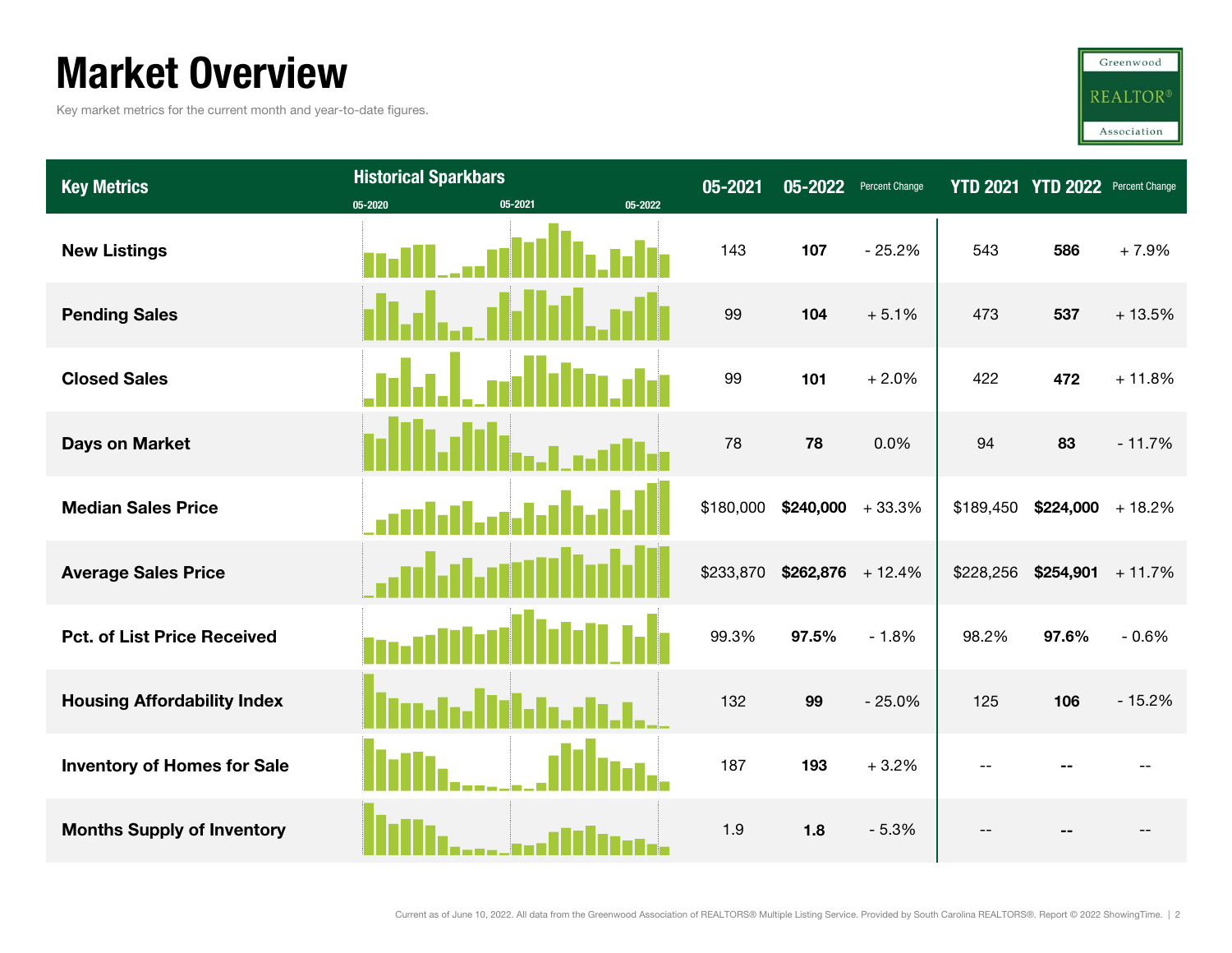# Market Overview

Key market metrics for the current month and year-to-date figures.

| Key Metrics | Historical Sparkbars (05-2020 / 05-2021 / 05-2022) | 05-2021 | 05-2022 | Percent Change | YTD 2021 | YTD 2022 | Percent Change |
|---|---|---|---|---|---|---|---|
| **New Listings** | | 143 | **107** | - 25.2% | 543 | **586** | + 7.9% |
| **Pending Sales** | | 99 | **104** | + 5.1% | 473 | **537** | + 13.5% |
| **Closed Sales** | | 99 | **101** | + 2.0% | 422 | **472** | + 11.8% |
| **Days on Market** | | 78 | **78** | 0.0% | 94 | **83** | - 11.7% |
| **Median Sales Price** | | $180,000 | **$240,000** | + 33.3% | $189,450 | **$224,000** | + 18.2% |
| **Average Sales Price** | | $233,870 | **$262,876** | + 12.4% | $228,256 | **$254,901** | + 11.7% |
| **Pct. of List Price Received** | | 99.3% | **97.5%** | - 1.8% | 98.2% | **97.6%** | - 0.6% |
| **Housing Affordability Index** | | 132 | **99** | - 25.0% | 125 | **106** | - 15.2% |
| **Inventory of Homes for Sale** | | 187 | **193** | + 3.2% | -- | **--** | -- |
| **Months Supply of Inventory** | | 1.9 | **1.8** | - 5.3% | -- | **--** | -- |

Current as of June 10, 2022. All data from the Greenwood Association of REALTORS® Multiple Listing Service. Provided by South Carolina REALTORS®. Report © 2022 ShowingTime.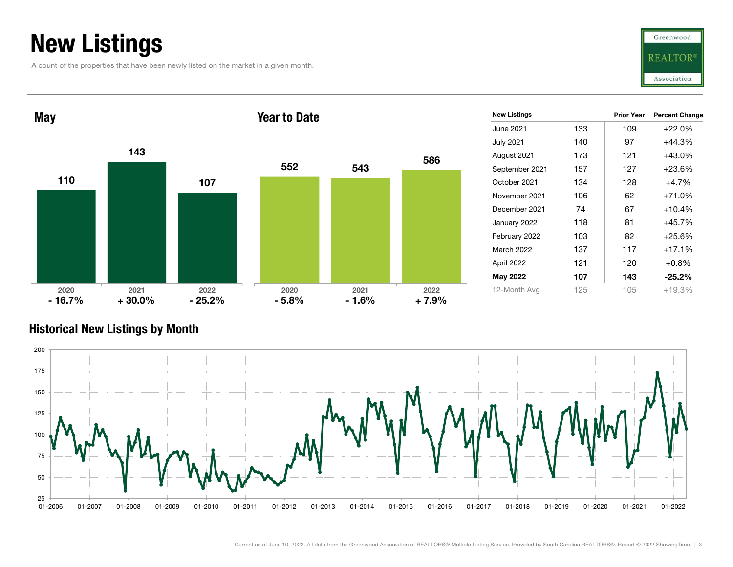# New Listings

A count of the properties that have been newly listed on the market in a given month.

Greenwood REALTOR® Association

## May

| Year | New Listings | Change |
|---|---|---|
| 2020 | 110 | - 16.7% |
| 2021 | 143 | + 30.0% |
| 2022 | 107 | - 25.2% |

## Year to Date

| Year | New Listings | Change |
|---|---|---|
| 2020 | 552 | - 5.8% |
| 2021 | 543 | - 1.6% |
| 2022 | 586 | + 7.9% |

| New Listings | | Prior Year | Percent Change |
|---|---|---|---|
| June 2021 | 133 | 109 | +22.0% |
| July 2021 | 140 | 97 | +44.3% |
| August 2021 | 173 | 121 | +43.0% |
| September 2021 | 157 | 127 | +23.6% |
| October 2021 | 134 | 128 | +4.7% |
| November 2021 | 106 | 62 | +71.0% |
| December 2021 | 74 | 67 | +10.4% |
| January 2022 | 118 | 81 | +45.7% |
| February 2022 | 103 | 82 | +25.6% |
| March 2022 | 137 | 117 | +17.1% |
| April 2022 | 121 | 120 | +0.8% |
| **May 2022** | **107** | **143** | **-25.2%** |
| 12-Month Avg | 125 | 105 | +19.3% |

## Historical New Listings by Month

Current as of June 10, 2022. All data from the Greenwood Association of REALTORS® Multiple Listing Service. Provided by South Carolina REALTORS®. Report © 2022 ShowingTime.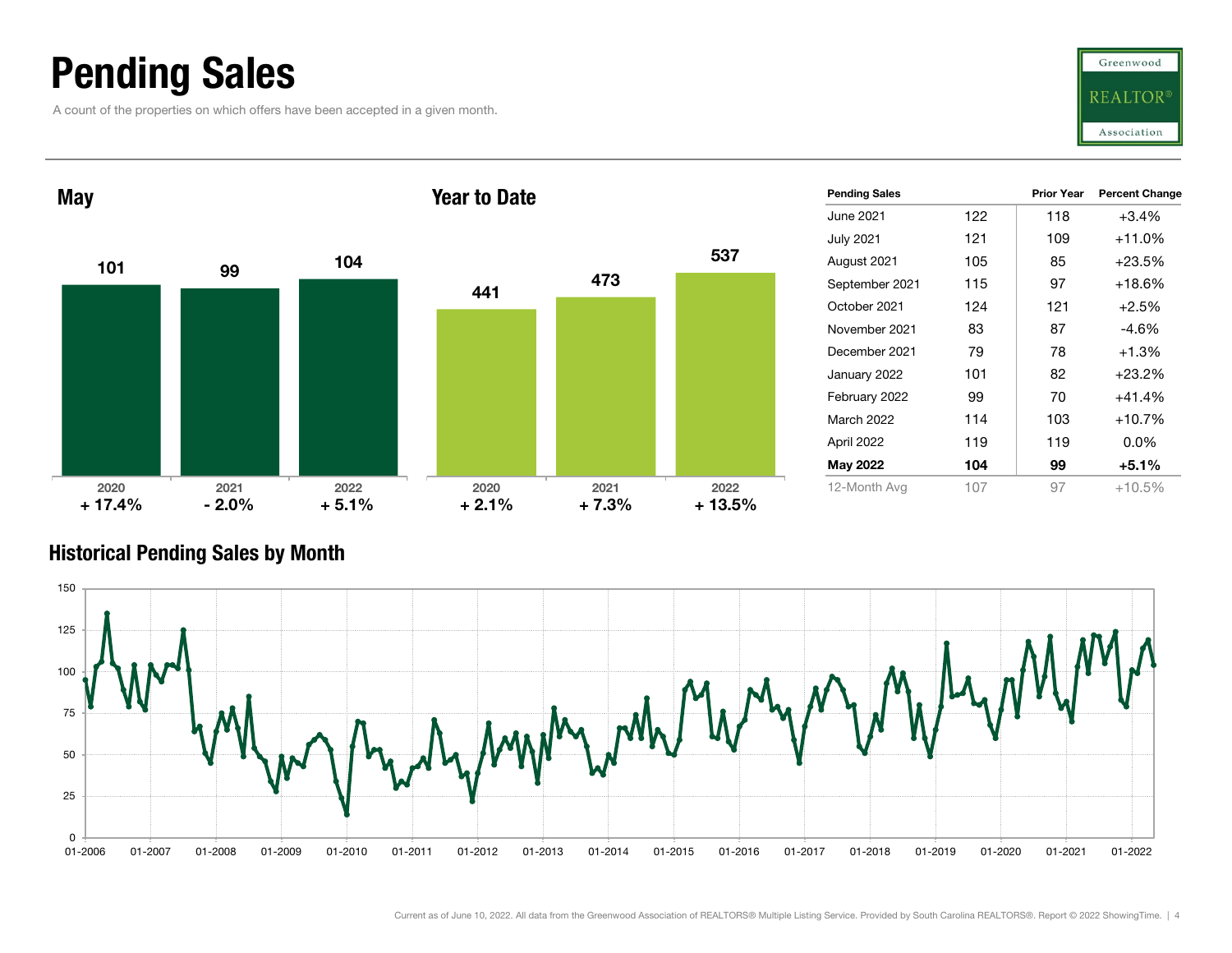# Pending Sales

A count of the properties on which offers have been accepted in a given month.

## May

| | 2020 | 2021 | 2022 |
|---|---|---|---|
| Pending Sales | 101 | 99 | 104 |
| Change | + 17.4% | - 2.0% | + 5.1% |

## Year to Date

| | 2020 | 2021 | 2022 |
|---|---|---|---|
| Pending Sales | 441 | 473 | 537 |
| Change | + 2.1% | + 7.3% | + 13.5% |

| Pending Sales | | Prior Year | Percent Change |
|---|---|---|---|
| June 2021 | 122 | 118 | +3.4% |
| July 2021 | 121 | 109 | +11.0% |
| August 2021 | 105 | 85 | +23.5% |
| September 2021 | 115 | 97 | +18.6% |
| October 2021 | 124 | 121 | +2.5% |
| November 2021 | 83 | 87 | -4.6% |
| December 2021 | 79 | 78 | +1.3% |
| January 2022 | 101 | 82 | +23.2% |
| February 2022 | 99 | 70 | +41.4% |
| March 2022 | 114 | 103 | +10.7% |
| April 2022 | 119 | 119 | 0.0% |
| **May 2022** | **104** | **99** | **+5.1%** |
| 12-Month Avg | 107 | 97 | +10.5% |

## Historical Pending Sales by Month

Current as of June 10, 2022. All data from the Greenwood Association of REALTORS® Multiple Listing Service. Provided by South Carolina REALTORS®. Report © 2022 ShowingTime.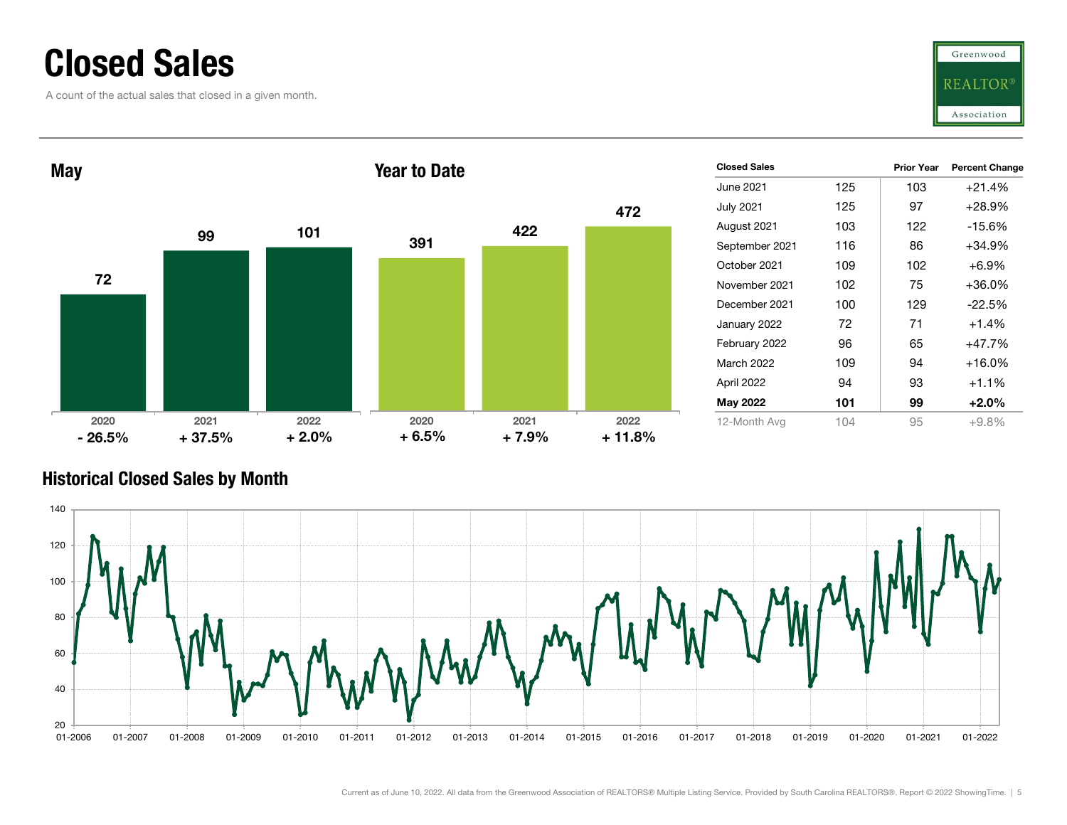# Closed Sales

A count of the actual sales that closed in a given month.

## May

| | 2020 | 2021 | 2022 |
|---|---|---|---|
| Closed Sales | 72 | 99 | 101 |
| Change | - 26.5% | + 37.5% | + 2.0% |

## Year to Date

| | 2020 | 2021 | 2022 |
|---|---|---|---|
| Closed Sales | 391 | 422 | 472 |
| Change | + 6.5% | + 7.9% | + 11.8% |

| Closed Sales | | Prior Year | Percent Change |
|---|---|---|---|
| June 2021 | 125 | 103 | +21.4% |
| July 2021 | 125 | 97 | +28.9% |
| August 2021 | 103 | 122 | -15.6% |
| September 2021 | 116 | 86 | +34.9% |
| October 2021 | 109 | 102 | +6.9% |
| November 2021 | 102 | 75 | +36.0% |
| December 2021 | 100 | 129 | -22.5% |
| January 2022 | 72 | 71 | +1.4% |
| February 2022 | 96 | 65 | +47.7% |
| March 2022 | 109 | 94 | +16.0% |
| April 2022 | 94 | 93 | +1.1% |
| **May 2022** | **101** | **99** | **+2.0%** |
| 12-Month Avg | 104 | 95 | +9.8% |

## Historical Closed Sales by Month

Current as of June 10, 2022. All data from the Greenwood Association of REALTORS® Multiple Listing Service. Provided by South Carolina REALTORS®. Report © 2022 ShowingTime.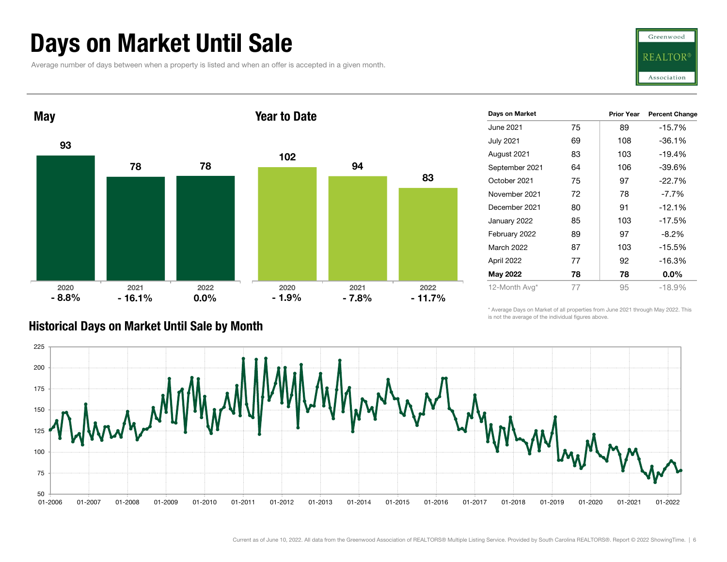# Days on Market Until Sale

Average number of days between when a property is listed and when an offer is accepted in a given month.

Greenwood REALTOR® Association

## May

| | 2020 | 2021 | 2022 |
|---|---|---|---|
| Days | 93 | 78 | 78 |
| Change | - 8.8% | - 16.1% | 0.0% |

## Year to Date

| | 2020 | 2021 | 2022 |
|---|---|---|---|
| Days | 102 | 94 | 83 |
| Change | - 1.9% | - 7.8% | - 11.7% |

| Days on Market | | Prior Year | Percent Change |
|---|---|---|---|
| June 2021 | 75 | 89 | -15.7% |
| July 2021 | 69 | 108 | -36.1% |
| August 2021 | 83 | 103 | -19.4% |
| September 2021 | 64 | 106 | -39.6% |
| October 2021 | 75 | 97 | -22.7% |
| November 2021 | 72 | 78 | -7.7% |
| December 2021 | 80 | 91 | -12.1% |
| January 2022 | 85 | 103 | -17.5% |
| February 2022 | 89 | 97 | -8.2% |
| March 2022 | 87 | 103 | -15.5% |
| April 2022 | 77 | 92 | -16.3% |
| **May 2022** | **78** | **78** | **0.0%** |
| 12-Month Avg* | 77 | 95 | -18.9% |

\* Average Days on Market of all properties from June 2021 through May 2022. This is not the average of the individual figures above.

## Historical Days on Market Until Sale by Month

Current as of June 10, 2022. All data from the Greenwood Association of REALTORS® Multiple Listing Service. Provided by South Carolina REALTORS®. Report © 2022 ShowingTime.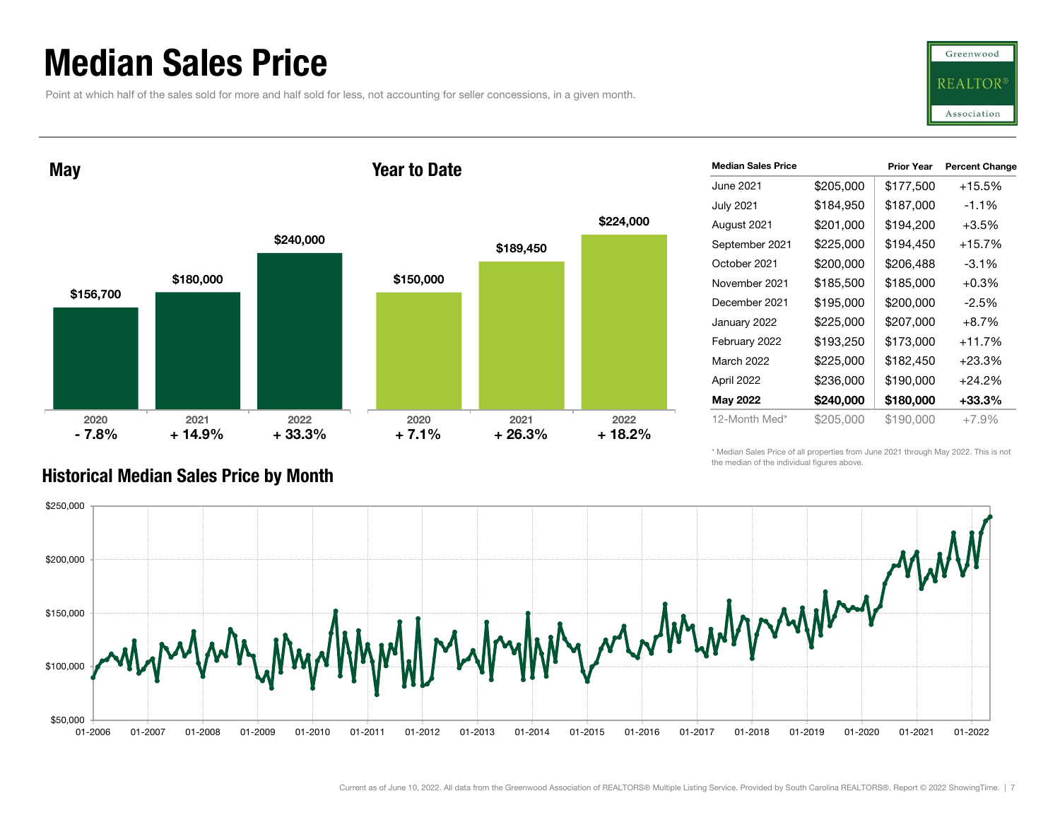# Median Sales Price

Point at which half of the sales sold for more and half sold for less, not accounting for seller concessions, in a given month.

## May

| | 2020 | 2021 | 2022 |
|---|---|---|---|
| Median Sales Price | $156,700 | $180,000 | $240,000 |
| Change | - 7.8% | + 14.9% | + 33.3% |

## Year to Date

| | 2020 | 2021 | 2022 |
|---|---|---|---|
| Median Sales Price | $150,000 | $189,450 | $224,000 |
| Change | + 7.1% | + 26.3% | + 18.2% |

| Median Sales Price | | Prior Year | Percent Change |
|---|---|---|---|
| June 2021 | $205,000 | $177,500 | +15.5% |
| July 2021 | $184,950 | $187,000 | -1.1% |
| August 2021 | $201,000 | $194,200 | +3.5% |
| September 2021 | $225,000 | $194,450 | +15.7% |
| October 2021 | $200,000 | $206,488 | -3.1% |
| November 2021 | $185,500 | $185,000 | +0.3% |
| December 2021 | $195,000 | $200,000 | -2.5% |
| January 2022 | $225,000 | $207,000 | +8.7% |
| February 2022 | $193,250 | $173,000 | +11.7% |
| March 2022 | $225,000 | $182,450 | +23.3% |
| April 2022 | $236,000 | $190,000 | +24.2% |
| **May 2022** | **$240,000** | **$180,000** | **+33.3%** |
| 12-Month Med* | $205,000 | $190,000 | +7.9% |

* Median Sales Price of all properties from June 2021 through May 2022. This is not the median of the individual figures above.

## Historical Median Sales Price by Month

Current as of June 10, 2022. All data from the Greenwood Association of REALTORS® Multiple Listing Service. Provided by South Carolina REALTORS®. Report © 2022 ShowingTime.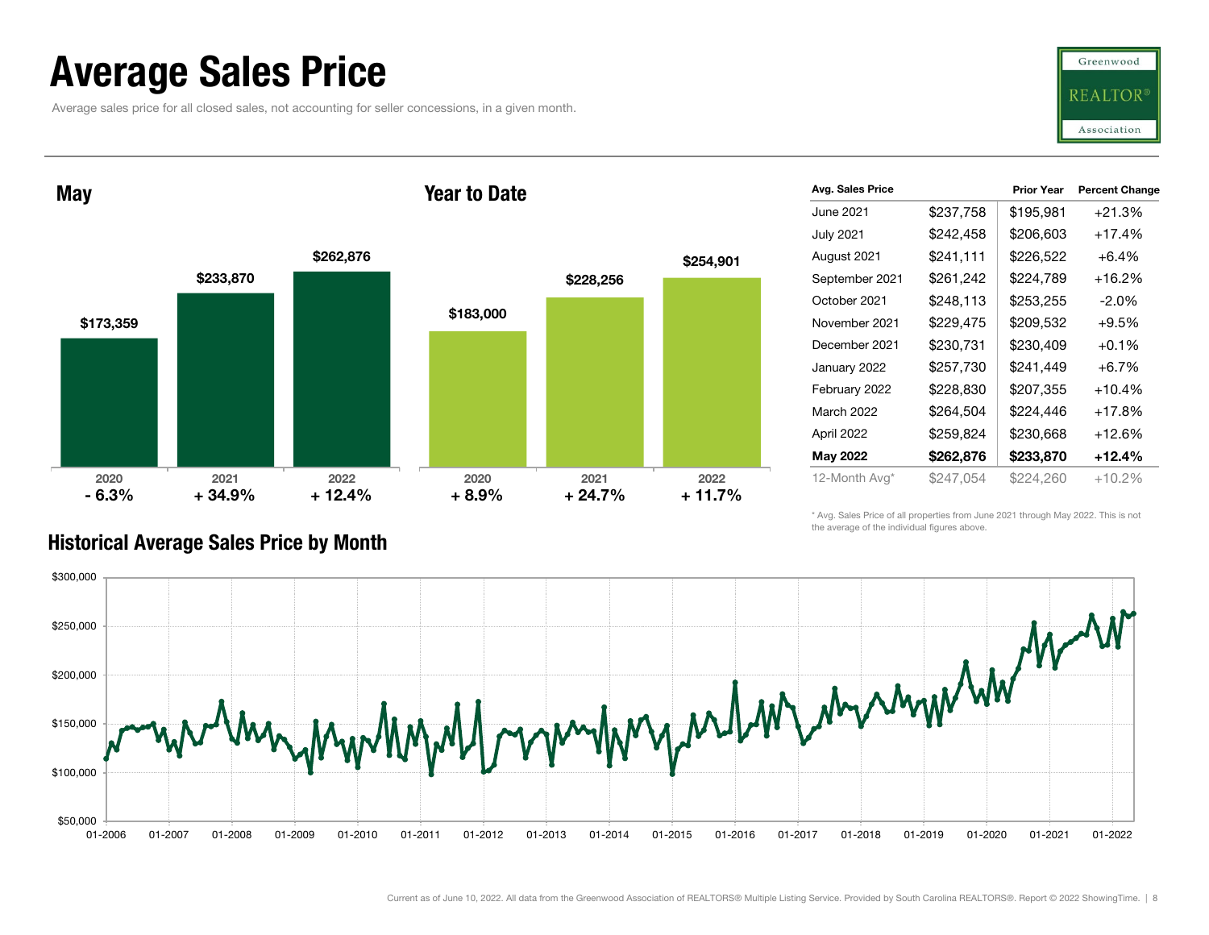# Average Sales Price

Average sales price for all closed sales, not accounting for seller concessions, in a given month.

Greenwood REALTOR® Association

## May

| | 2020 | 2021 | 2022 |
|---|---|---|---|
| Average Sales Price | $173,359 | $233,870 | $262,876 |
| Change | - 6.3% | + 34.9% | + 12.4% |

## Year to Date

| | 2020 | 2021 | 2022 |
|---|---|---|---|
| Average Sales Price | $183,000 | $228,256 | $254,901 |
| Change | + 8.9% | + 24.7% | + 11.7% |

| Avg. Sales Price | | Prior Year | Percent Change |
|---|---|---|---|
| June 2021 | $237,758 | $195,981 | +21.3% |
| July 2021 | $242,458 | $206,603 | +17.4% |
| August 2021 | $241,111 | $226,522 | +6.4% |
| September 2021 | $261,242 | $224,789 | +16.2% |
| October 2021 | $248,113 | $253,255 | -2.0% |
| November 2021 | $229,475 | $209,532 | +9.5% |
| December 2021 | $230,731 | $230,409 | +0.1% |
| January 2022 | $257,730 | $241,449 | +6.7% |
| February 2022 | $228,830 | $207,355 | +10.4% |
| March 2022 | $264,504 | $224,446 | +17.8% |
| April 2022 | $259,824 | $230,668 | +12.6% |
| **May 2022** | **$262,876** | **$233,870** | **+12.4%** |
| 12-Month Avg* | $247,054 | $224,260 | +10.2% |

\* Avg. Sales Price of all properties from June 2021 through May 2022. This is not the average of the individual figures above.

## Historical Average Sales Price by Month

Current as of June 10, 2022. All data from the Greenwood Association of REALTORS® Multiple Listing Service. Provided by South Carolina REALTORS®. Report © 2022 ShowingTime.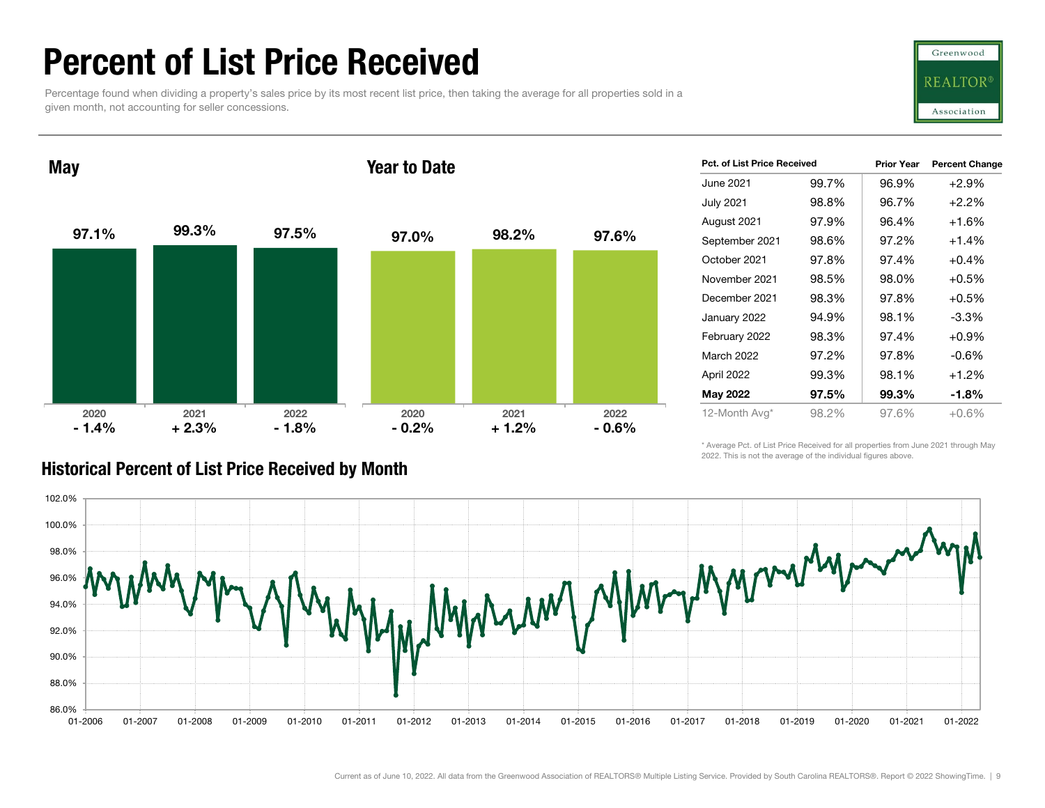# Percent of List Price Received

Percentage found when dividing a property's sales price by its most recent list price, then taking the average for all properties sold in a given month, not accounting for seller concessions.

## May

| | 2020 | 2021 | 2022 |
|---|---|---|---|
| Value | 97.1% | 99.3% | 97.5% |
| Change | - 1.4% | + 2.3% | - 1.8% |

## Year to Date

| | 2020 | 2021 | 2022 |
|---|---|---|---|
| Value | 97.0% | 98.2% | 97.6% |
| Change | - 0.2% | + 1.2% | - 0.6% |

| Pct. of List Price Received | | Prior Year | Percent Change |
|---|---|---|---|
| June 2021 | 99.7% | 96.9% | +2.9% |
| July 2021 | 98.8% | 96.7% | +2.2% |
| August 2021 | 97.9% | 96.4% | +1.6% |
| September 2021 | 98.6% | 97.2% | +1.4% |
| October 2021 | 97.8% | 97.4% | +0.4% |
| November 2021 | 98.5% | 98.0% | +0.5% |
| December 2021 | 98.3% | 97.8% | +0.5% |
| January 2022 | 94.9% | 98.1% | -3.3% |
| February 2022 | 98.3% | 97.4% | +0.9% |
| March 2022 | 97.2% | 97.8% | -0.6% |
| April 2022 | 99.3% | 98.1% | +1.2% |
| **May 2022** | **97.5%** | **99.3%** | **-1.8%** |
| 12-Month Avg* | 98.2% | 97.6% | +0.6% |

\* Average Pct. of List Price Received for all properties from June 2021 through May 2022. This is not the average of the individual figures above.

## Historical Percent of List Price Received by Month

Current as of June 10, 2022. All data from the Greenwood Association of REALTORS® Multiple Listing Service. Provided by South Carolina REALTORS®. Report © 2022 ShowingTime.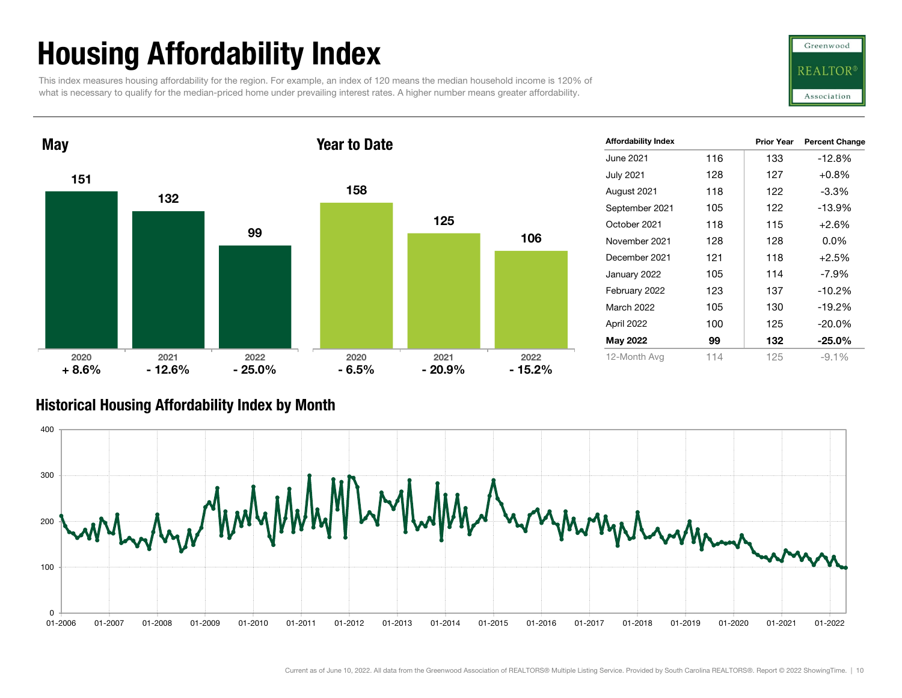# Housing Affordability Index

This index measures housing affordability for the region. For example, an index of 120 means the median household income is 120% of what is necessary to qualify for the median-priced home under prevailing interest rates. A higher number means greater affordability.

Greenwood REALTOR® Association

## May

| | 2020 | 2021 | 2022 |
|---|---|---|---|
| Index | 151 | 132 | 99 |
| Change | + 8.6% | - 12.6% | - 25.0% |

## Year to Date

| | 2020 | 2021 | 2022 |
|---|---|---|---|
| Index | 158 | 125 | 106 |
| Change | - 6.5% | - 20.9% | - 15.2% |

| Affordability Index | | Prior Year | Percent Change |
|---|---|---|---|
| June 2021 | 116 | 133 | -12.8% |
| July 2021 | 128 | 127 | +0.8% |
| August 2021 | 118 | 122 | -3.3% |
| September 2021 | 105 | 122 | -13.9% |
| October 2021 | 118 | 115 | +2.6% |
| November 2021 | 128 | 128 | 0.0% |
| December 2021 | 121 | 118 | +2.5% |
| January 2022 | 105 | 114 | -7.9% |
| February 2022 | 123 | 137 | -10.2% |
| March 2022 | 105 | 130 | -19.2% |
| April 2022 | 100 | 125 | -20.0% |
| **May 2022** | **99** | **132** | **-25.0%** |
| 12-Month Avg | 114 | 125 | -9.1% |

## Historical Housing Affordability Index by Month

Current as of June 10, 2022. All data from the Greenwood Association of REALTORS® Multiple Listing Service. Provided by South Carolina REALTORS®. Report © 2022 ShowingTime.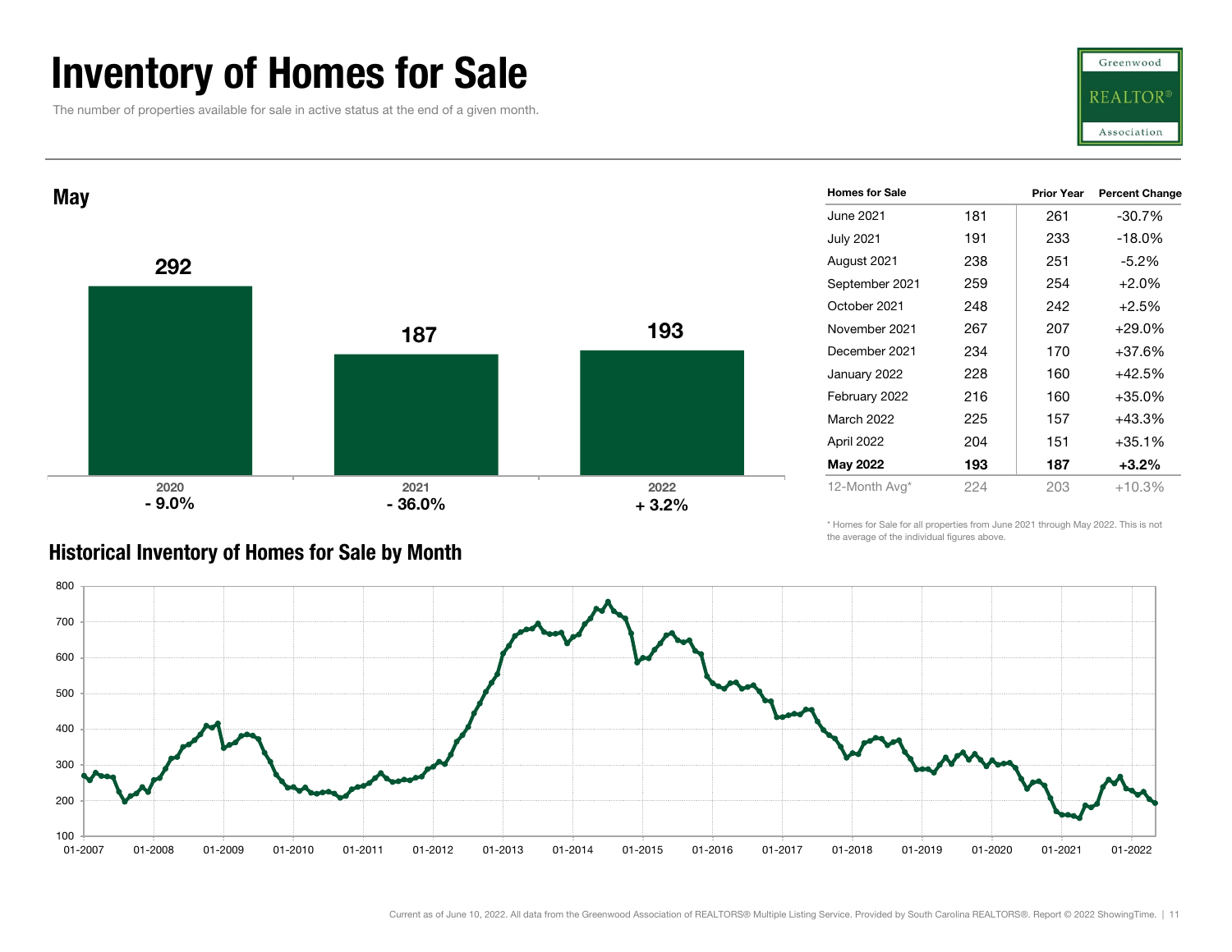# Inventory of Homes for Sale

The number of properties available for sale in active status at the end of a given month.

Greenwood REALTOR® Association

## May

| | 2020 | 2021 | 2022 |
|---|---|---|---|
| Homes for Sale | 292 | 187 | 193 |
| Change | - 9.0% | - 36.0% | + 3.2% |

| Homes for Sale | | Prior Year | Percent Change |
|---|---|---|---|
| June 2021 | 181 | 261 | -30.7% |
| July 2021 | 191 | 233 | -18.0% |
| August 2021 | 238 | 251 | -5.2% |
| September 2021 | 259 | 254 | +2.0% |
| October 2021 | 248 | 242 | +2.5% |
| November 2021 | 267 | 207 | +29.0% |
| December 2021 | 234 | 170 | +37.6% |
| January 2022 | 228 | 160 | +42.5% |
| February 2022 | 216 | 160 | +35.0% |
| March 2022 | 225 | 157 | +43.3% |
| April 2022 | 204 | 151 | +35.1% |
| **May 2022** | **193** | **187** | **+3.2%** |
| 12-Month Avg* | 224 | 203 | +10.3% |

\* Homes for Sale for all properties from June 2021 through May 2022. This is not the average of the individual figures above.

## Historical Inventory of Homes for Sale by Month

Current as of June 10, 2022. All data from the Greenwood Association of REALTORS® Multiple Listing Service. Provided by South Carolina REALTORS®. Report © 2022 ShowingTime.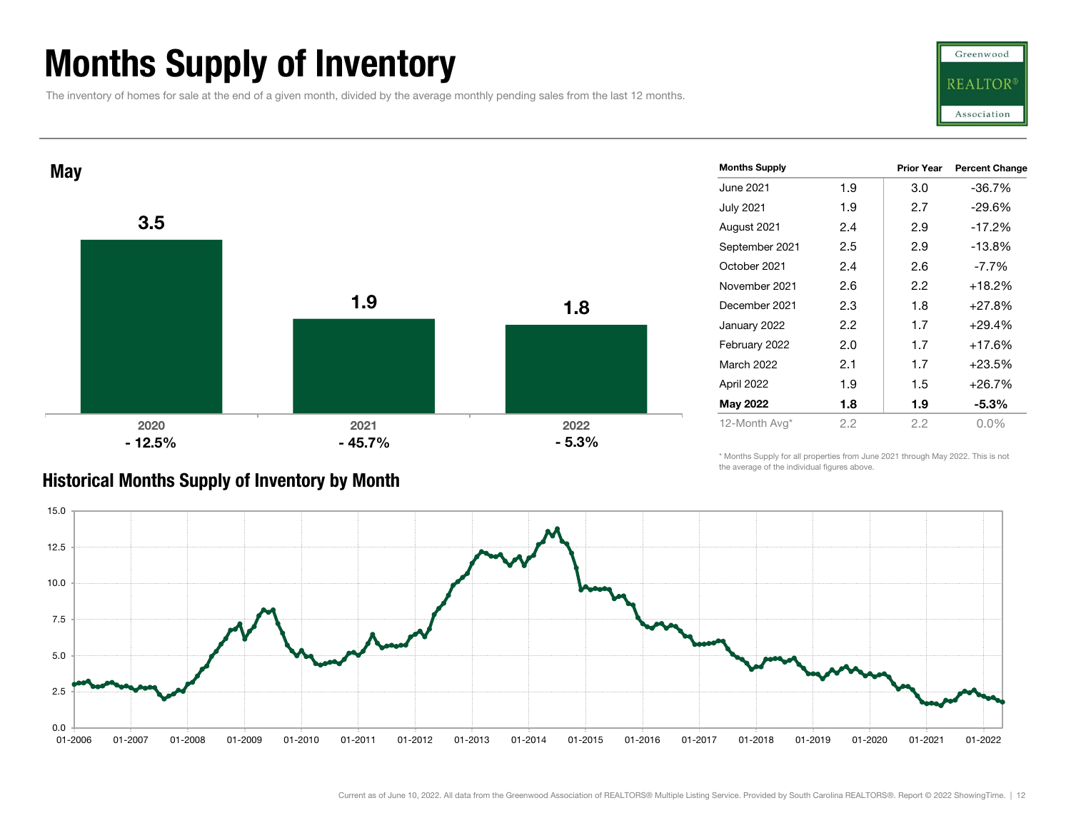# Months Supply of Inventory

The inventory of homes for sale at the end of a given month, divided by the average monthly pending sales from the last 12 months.

Greenwood REALTOR® Association

## May

3.5
1.9
1.8

2020
- 12.5%

2021
- 45.7%

2022
- 5.3%

| Months Supply | | Prior Year | Percent Change |
|---|---|---|---|
| June 2021 | 1.9 | 3.0 | -36.7% |
| July 2021 | 1.9 | 2.7 | -29.6% |
| August 2021 | 2.4 | 2.9 | -17.2% |
| September 2021 | 2.5 | 2.9 | -13.8% |
| October 2021 | 2.4 | 2.6 | -7.7% |
| November 2021 | 2.6 | 2.2 | +18.2% |
| December 2021 | 2.3 | 1.8 | +27.8% |
| January 2022 | 2.2 | 1.7 | +29.4% |
| February 2022 | 2.0 | 1.7 | +17.6% |
| March 2022 | 2.1 | 1.7 | +23.5% |
| April 2022 | 1.9 | 1.5 | +26.7% |
| **May 2022** | **1.8** | **1.9** | **-5.3%** |
| 12-Month Avg* | 2.2 | 2.2 | 0.0% |

\* Months Supply for all properties from June 2021 through May 2022. This is not the average of the individual figures above.

## Historical Months Supply of Inventory by Month

15.0
12.5
10.0
7.5
5.0
2.5
0.0

01-2006 01-2007 01-2008 01-2009 01-2010 01-2011 01-2012 01-2013 01-2014 01-2015 01-2016 01-2017 01-2018 01-2019 01-2020 01-2021 01-2022

Current as of June 10, 2022. All data from the Greenwood Association of REALTORS® Multiple Listing Service. Provided by South Carolina REALTORS®. Report © 2022 ShowingTime.